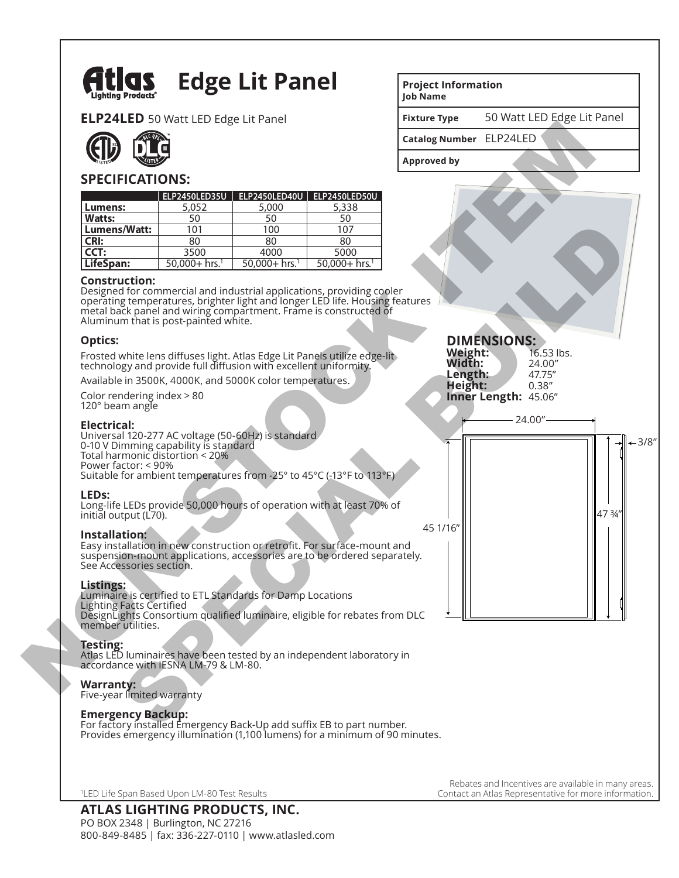# Atlas Lighting Products® Edge Lit Panel

**ELP24LED** 50 Watt LED Edge Lit Panel

| Project Information | |
|---|---|
| **Job Name** | |
| **Fixture Type** | 50 Watt LED Edge Lit Panel |
| **Catalog Number** | ELP24LED |
| **Approved by** | |

NON-STOCK ITEM SPECIAL BUILD

## SPECIFICATIONS:

| | ELP2450LED35U | ELP2450LED40U | ELP2450LED50U |
|---|---|---|---|
| **Lumens:** | 5,052 | 5,000 | 5,338 |
| **Watts:** | 50 | 50 | 50 |
| **Lumens/Watt:** | 101 | 100 | 107 |
| **CRI:** | 80 | 80 | 80 |
| **CCT:** | 3500 | 4000 | 5000 |
| **LifeSpan:** | 50,000+ hrs.[1] | 50,000+ hrs.[1] | 50,000+ hrs.[1] |

### Construction:
Designed for commercial and industrial applications, providing cooler operating temperatures, brighter light and longer LED life. Housing features metal back panel and wiring compartment. Frame is constructed of Aluminum that is post-painted white.

### Optics:
Frosted white lens diffuses light. Atlas Edge Lit Panels utilize edge-lit technology and provide full diffusion with excellent uniformity.

Available in 3500K, 4000K, and 5000K color temperatures.

Color rendering index > 80
120° beam angle

### Electrical:
Universal 120-277 AC voltage (50-60Hz) is standard
0-10 V Dimming capability is standard
Total harmonic distortion < 20%
Power factor: < 90%
Suitable for ambient temperatures from -25° to 45°C (-13°F to 113°F)

### LEDs:
Long-life LEDs provide 50,000 hours of operation with at least 70% of initial output (L70).

### Installation:
Easy installation in new construction or retrofit. For surface-mount and suspension-mount applications, accessories are to be ordered separately. See Accessories section.

### Listings:
Luminaire is certified to ETL Standards for Damp Locations
Lighting Facts Certified
DesignLights Consortium qualified luminaire, eligible for rebates from DLC member utilities.

### Testing:
Atlas LED luminaires have been tested by an independent laboratory in accordance with IESNA LM-79 & LM-80.

### Warranty:
Five-year limited warranty

### Emergency Backup:
For factory installed Emergency Back-Up add suffix EB to part number. Provides emergency illumination (1,100 lumens) for a minimum of 90 minutes.

## DIMENSIONS:

**Weight:** 16.53 lbs.
**Width:** 24.00"
**Length:** 47.75"
**Height:** 0.38"
**Inner Length:** 45.06"

24.00" | 3/8" | 45 1/16" | 47 ¾"

[1]LED Life Span Based Upon LM-80 Test Results

Rebates and Incentives are available in many areas. Contact an Atlas Representative for more information.

**ATLAS LIGHTING PRODUCTS, INC.**
PO BOX 2348 | Burlington, NC 27216
800-849-8485 | fax: 336-227-0110 | www.atlasled.com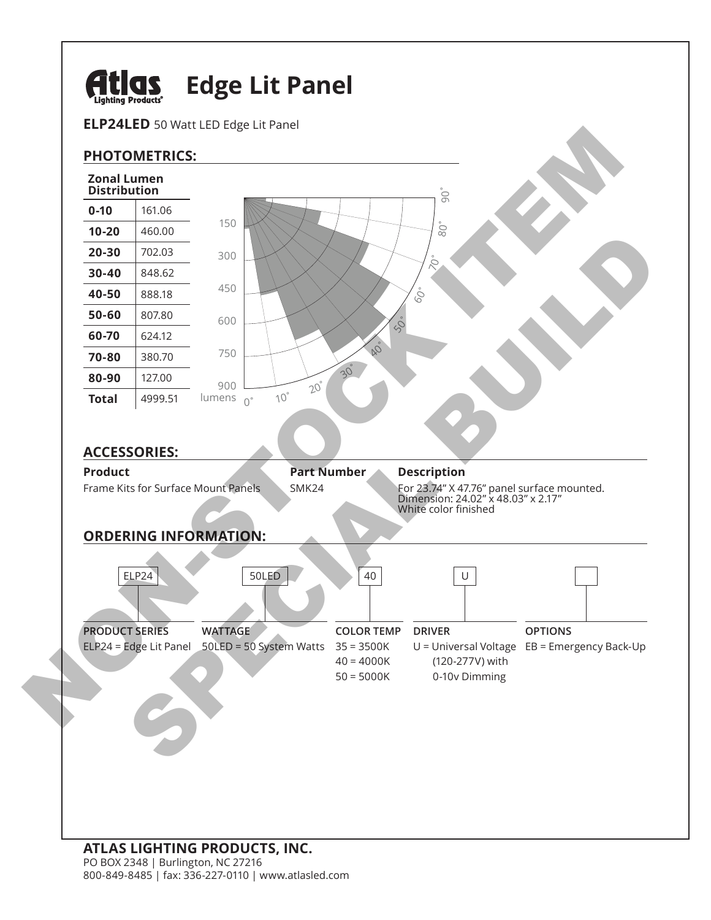# Edge Lit Panel

**ELP24LED** 50 Watt LED Edge Lit Panel

## PHOTOMETRICS:

**Zonal Lumen Distribution**

| | |
|---|---|
| **0-10** | 161.06 |
| **10-20** | 460.00 |
| **20-30** | 702.03 |
| **30-40** | 848.62 |
| **40-50** | 888.18 |
| **50-60** | 807.80 |
| **60-70** | 624.12 |
| **70-80** | 380.70 |
| **80-90** | 127.00 |
| **Total** | 4999.51 |

150
300
450
600
750
900
lumens
0°
10°
20°
30°
40°
50°
60°
70°
80°
90°

## ACCESSORIES:

| Product | Part Number | Description |
|---|---|---|
| Frame Kits for Surface Mount Panels | SMK24 | For 23.74" X 47.76" panel surface mounted. Dimension: 24.02" x 48.03" x 2.17" White color finished |

## ORDERING INFORMATION:

ELP24 | 50LED | 40 | U | 

| PRODUCT SERIES | WATTAGE | COLOR TEMP | DRIVER | OPTIONS |
|---|---|---|---|---|
| ELP24 = Edge Lit Panel | 50LED = 50 System Watts | 35 = 3500K<br>40 = 4000K<br>50 = 5000K | U = Universal Voltage (120-277V) with 0-10v Dimming | EB = Emergency Back-Up |

NON-STOCK ITEM
SPECIAL BUILD

**ATLAS LIGHTING PRODUCTS, INC.**
PO BOX 2348 | Burlington, NC 27216
800-849-8485 | fax: 336-227-0110 | www.atlasled.com